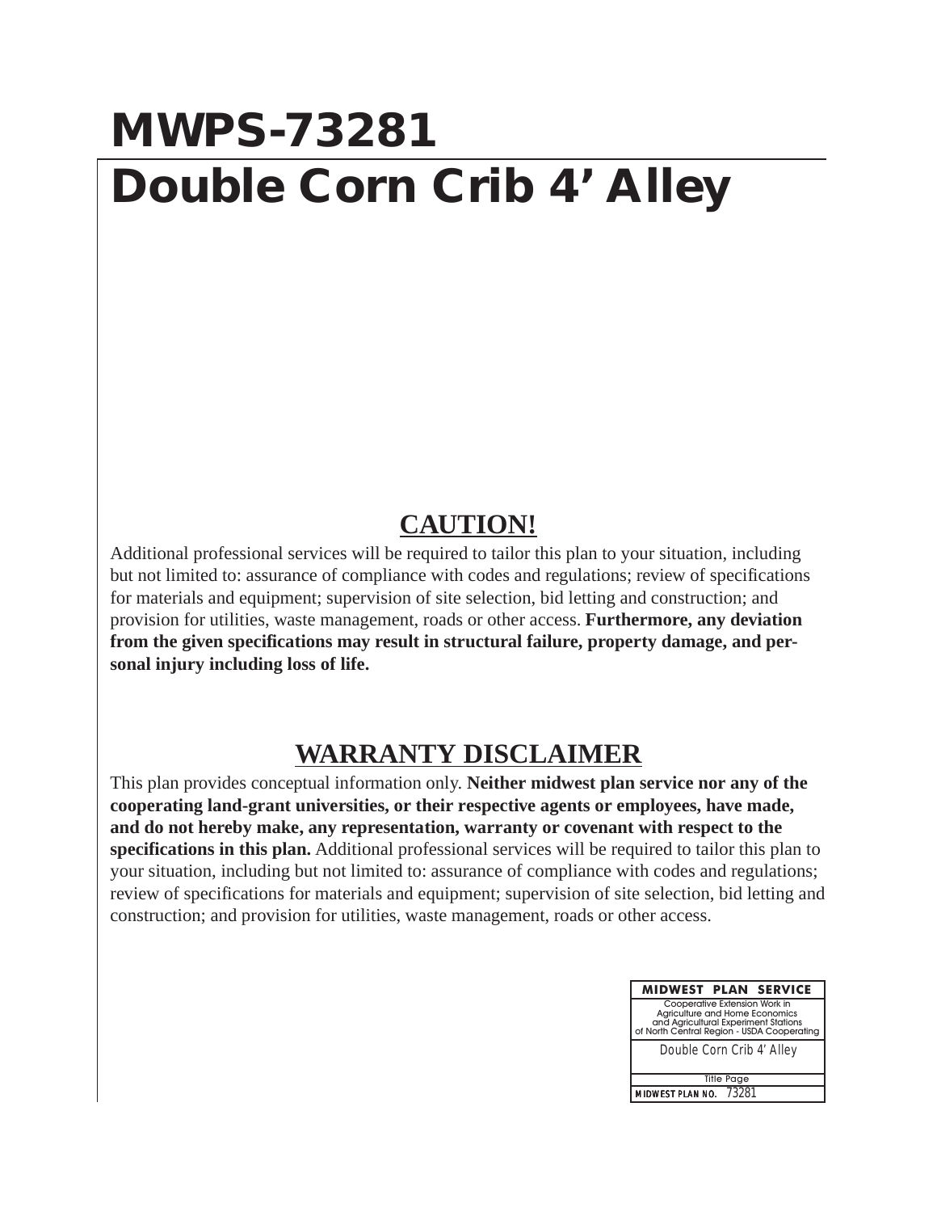# MWPS-73281

# Double Corn Crib 4' Alley

## CAUTION!

Additional professional services will be required to tailor this plan to your situation, including but not limited to: assurance of compliance with codes and regulations; review of specifications for materials and equipment; supervision of site selection, bid letting and construction; and provision for utilities, waste management, roads or other access. **Furthermore, any deviation from the given specifications may result in structural failure, property damage, and personal injury including loss of life.**

## WARRANTY DISCLAIMER

This plan provides conceptual information only. **Neither midwest plan service nor any of the cooperating land-grant universities, or their respective agents or employees, have made, and do not hereby make, any representation, warranty or covenant with respect to the specifications in this plan.** Additional professional services will be required to tailor this plan to your situation, including but not limited to: assurance of compliance with codes and regulations; review of specifications for materials and equipment; supervision of site selection, bid letting and construction; and provision for utilities, waste management, roads or other access.

| MIDWEST PLAN SERVICE |
|---|
| Cooperative Extension Work in Agriculture and Home Economics and Agricultural Experiment Stations of North Central Region - USDA Cooperating |
| Double Corn Crib 4' Alley |
| Title Page |
| MIDWEST PLAN NO. 73281 |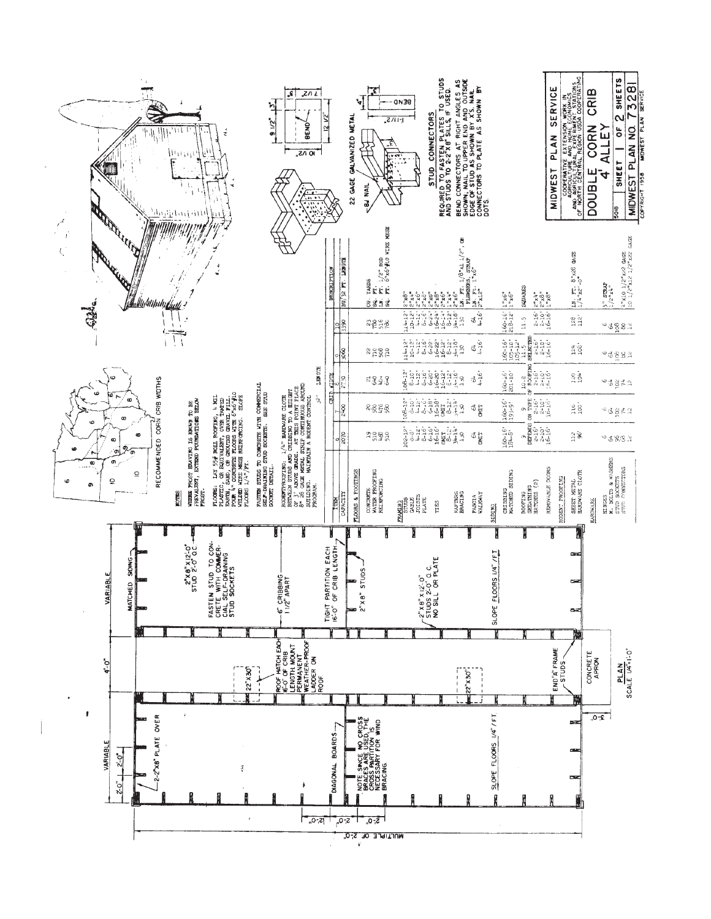# MIDWEST PLAN SERVICE

COOPERATIVE EXTENSION WORK IN AGRICULTURE AND HOME ECONOMICS AND AGRICULTURAL EXPERIMENT STATIONS OF NORTH CENTRAL REGION USDA COOPERATING

## DOUBLE CORN CRIB 4' ALLEY

5016 | SHEET 1 OF 2 SHEETS

MIDWEST PLAN NO. 73281

COPYRIGHT 1958 MIDWEST PLAN SERVICE

---

## PLAN

SCALE 1/4"=1'-0"

- VARIABLE
- 4'-0"
- VARIABLE
- 2'-0" 2'-0"
- 2-2"x8" PLATE OVER
- MATCHED SIDING
- 2"x8"x12'-0" STUD 2'-0" O.C.
- FASTEN STUD TO CONCRETE WITH COMMERCIAL SELF-DRAINING STUD SOCKETS
- 22"x30"
- ROOF HATCH EACH 16'-0" OF CRIB LENGTH MOUNT PERMANENT WEATHER-PROOF LADDER ON ROOF
- 6" CRIBBING 1 1/2" APART
- DIAGONAL BOARDS
- TIGHT PARTITION EACH 16'-0" OF CRIB LENGTH
- 2"x8" STUDS
- NOTE: SINCE NO CROSS BRACES ARE USED, THE CROSS PARTITION IS NECESSARY FOR WIND BRACING.
- 2"x8"x12'-0" STUDS 2'-0" O.C. NO SILL OR PLATE
- SLOPE FLOORS 1/4"/FT.
- SLOPE FLOORS 1/4"/FT.
- END "A" FRAME STUDS
- CONCRETE APRON
- 3'-0"
- 2'-0" 2'-0" 2'-0" 2'-0"
- MULTIPLE OF 2'-0"

---

## RECOMMENDED CORN CRIB WIDTHS

## NOTES

WHERE FROST HEAVING IS KNOWN TO BE PREVALENT, EXTEND FOUNDATIONS BELOW FROST.

FLOORS: LAY 55# ROLL ROOFING, 4 MIL PLASTIC, OR EQUIVALENT, OVER TAMPED EARTH, SAND, OR GROUTED GRAVEL FILL. POUR 4" CONCRETE FLOORS WITH 6"x6"#10 WELDED WIRE MESH REINFORCING. SLOPE FLOORS 1/4"/FT.

FASTEN STUDS TO CONCRETE WITH COMMERCIAL SELF-DRAINING STUD SOCKETS. SEE STUD SOCKET DETAIL.

RODENTPROOFING: 1/4" HARDWARE CLOTH BETWEEN STUDS AND CRIBBING TO A HEIGHT OF 3' ABOVE GRADE. AT THIS POINT PLACE 8" 26 GAGE METAL STRIP CONTINUOUS AROUND BUILDING. MAINTAIN A RODENT CONTROL PROGRAM.

| ITEM | CRIB WIDTH 6 (LENGTH 32') | 7 | 8 | 9 | 10 | DESCRIPTION |
|---|---|---|---|---|---|---|
| CAPACITY | 2070 | 2400 | 2730 | 3060 | 3390 | BU/32 FT. LENGTH |
| **FLOORS & FOOTINGS** | | | | | | |
| CONCRETE | 19 | 20 | 21 | 22 | 23 | CU. YARDS |
| WATER PROOFING | 510 | 580 | 640 | 710 | 780 | SQ. FT. |
| REINFORCING | 468<br>510 | 476<br>580 | 464<br>640 | 508<br>710 | 516<br>780 | LN. FT. 1/2" ROD<br>SQ. FT. 6"x6"#10 WIRE MESH |
| **FRAMING** | | | | | | |
| STUDS | 102-12' | 108-12' | 108-12' | 114-12' | 114-12' | 2"x8" |
| GABLE | 6-8' | 12-10' | 8-10' | 10-12' | 10-12' | 2"x4" |
| JOISTS | 4-12' | 4-12' | 4-12' | 4-12' | 4-12' | 2"x6" |
| PLATE | 8-16' | 8-16' | 8-16' | 8-16' | 8-16' | 2"x8" |
| TIES | 6-16'<br>16-16'<br>OMIT | 8-18'<br>16-18'<br>OMIT | 6-20'<br>16-20'<br>16-12' | 6-22'<br>16-22'<br>16-12' | 6-24'<br>16-24'<br>16-12' | 2"x8"<br>2"x6"<br>2"x6" |
| RAFTERS | 8-12'<br>34-14' | 8-12'<br>34-14' | 8-12'<br>34-16' | 8-12'<br>34-16' | 8-12'<br>34-16' | 1"x4"<br>2"x6" |
| BRACING | 130 | 130 | 130 | 130 | 130 | LN. FT. 1/8"x1 1/2", OR PLUMBERS, STRAP |
| FASCIA | 64 | 64 | 64 | 64 | 64 | LN. FT. 1"x6" |
| WALKWAY | OMIT | OMIT | 4-16' | 4-16' | 4-16' | 2"x12" |
| **SIDING** | | | | | | |
| CRIBBING | 160-16' | 160-16' | 160-16' | 160-16' | 160-16' | 1"x6" |
| MATCHED SIDING | 184-8' | 193-9' | 201-10' | 105-10'<br>105-12' | 218-12' | 1"x6" |
| ROOFING | 9 | 9 | 10.2 | 11.5 | 11.5 | SQUARES |
| SHEATHING | DEPENDS ON TYPE OF ROOFING SELECTED | | | | | |
| HATCHES (2) | 2-16'<br>2-10' | 2-16'<br>2-10' | 2-16'<br>2-10' | 2-16'<br>2-10' | 2-16'<br>2-10' | 2"x4"<br>2"x8" |
| REMOVABLE DOORS | 16-16' | 16-16' | 16-16' | 16-16' | 16-16' | 1"x8" |
| **RODENT PROOFING** | | | | | | |
| SHEET METAL | 112 | 116 | 120 | 124 | 128 | LN. FT. 8"x26 GAGE |
| HARDWARE CLOTH | 96 | 100 | 104 | 108 | 112 | 1/4"x2'-0" |
| **HARDWARE** | | | | | | |
| HINGES | 6 | 6 | 6 | 6 | 6 | 5" STRAP |
| M. BOLTS & WASHERS | 64 | 64 | 64 | 64 | 64 | 1/2"x4" |
| STUD SOCKETS | 98 | 102 | 102 | 106 | 106 | 4"x10 1/2"x22 GAGE |
| STUD CONNECTORS | 68 | 74 | 74 | 80 | 80 | 10 1/2"x12 1/2"x22 GAGE |
| | 12 | 12 | 12 | 12 | 12 | |

---

- 9 1/2"
- 13"
- 7 1/2"
- BEND
- 10 1/2"
- 12 1/2"
- 4"
- 1-1/2"
- BEND
- 22 GAGE GALVANIZED METAL
- 8d NAIL

### STUD CONNECTORS

REQUIRED TO FASTEN PLATES TO STUDS AND STUDS TO 2-2"x8" SILLS, IF USED.

BEND CONNECTORS AT RIGHT ANGLES AS SHOWN. NAIL TO UPPER END AND OUTSIDE EDGE OF STUD AS SHOWN BY X'S. NAIL CONNECTORS TO PLATE AS SHOWN BY DOTS.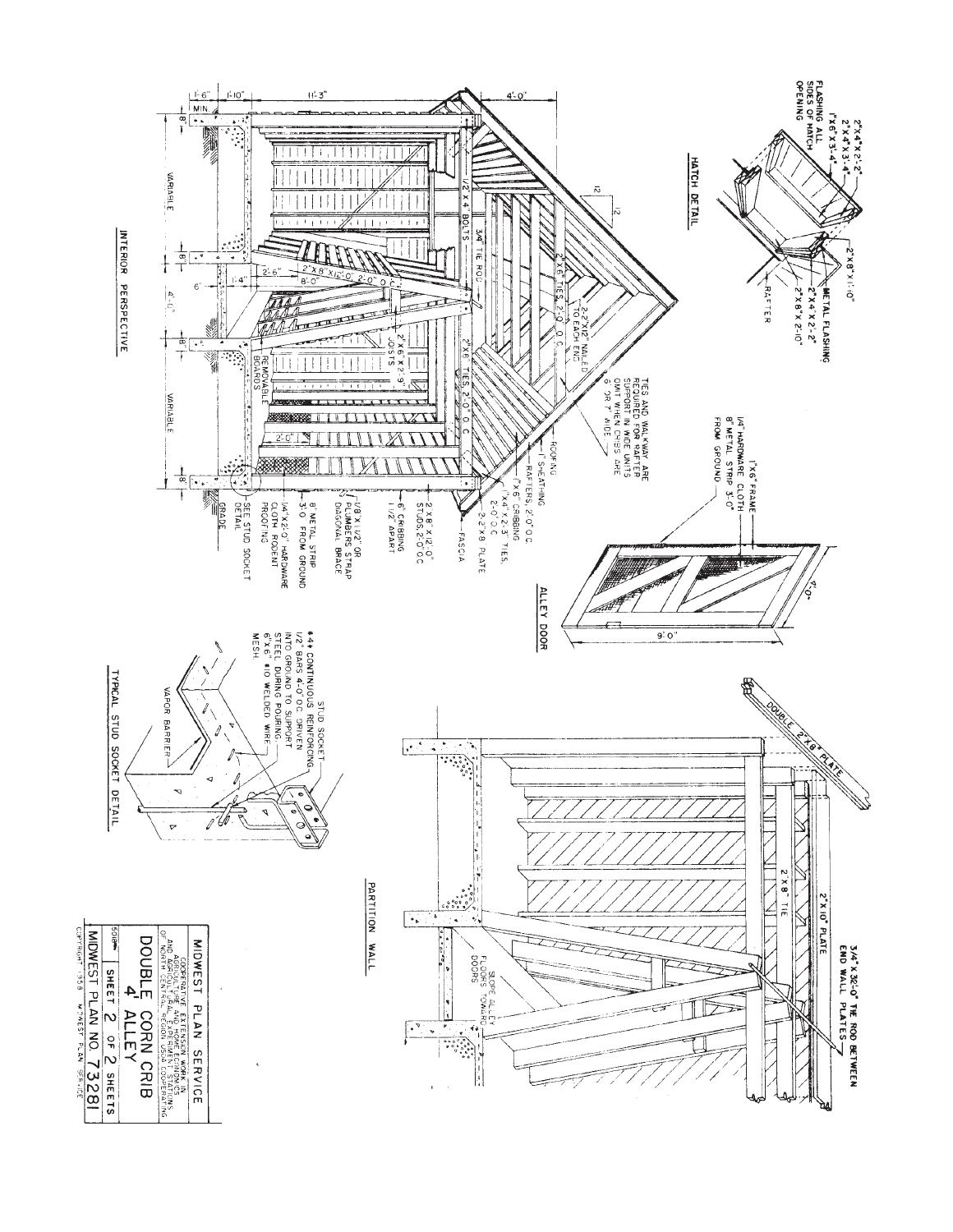HATCH DETAIL

2"x4"x2'-2"
2"x4"x3'-4"
1"x6"x3'-4"
FLASHING ALL SIDES OF HATCH OPENING
2"x8"x1'-10"
RAFTER
METAL FLASHING
2"x4"x2'-2"
2"x8"x2'-10"

ALLEY DOOR

1"x6" FRAME
1/4" HARDWARE CLOTH
8" METAL STRIP 3'-0" FROM GROUND
4'-0"
9'-0"

INTERIOR PERSPECTIVE

4'-0"
12
12
TIES AND WALKWAY ARE REQUIRED FOR RAFTER SUPPORT IN WIDE UNITS OMIT WHEN CRIBS ARE 6' OR 7' WIDE
2-2"x12" NAILED TO EACH END
2"x6" TIES 2'-0" O.C.
1/2"x 4" BOLTS
3/4" TIE ROD
2"x8"x12'-0" 2'-0" O.C.
2'-6"
8'-0"
1'-4"
2"x6"x2'-9" JOISTS
2"x6" TIES 2'-0" O.C.
REMOVABLE BOARDS
2'-0"
ROOFING
1" SHEATHING
RAFTERS, 2'-0" O.C.
1"x6" CRIBBING
1"x4"x2'-3" TIES, 2'-0" O.C.
2-2"x8" PLATE
FASCIA
2"x8"x12'-0" STUDS, 2'-0" O.C.
6" CRIBBING 1 1/2" APART
1/8"x1 1/2" OR 1/2" PLUMBERS STRAP DIAGONAL BRACE
8" METAL STRIP 3'-0" FROM GROUND
1/4"x2'-0" HARDWARE CLOTH RODENT PROOFING
SEE STUD SOCKET DETAIL
GRADE
1'-6" MIN.
1'-10"
11'-3"
8"
VARIABLE
8"
6"
4'-0"
8"
VARIABLE
8"

PARTITION WALL

DOUBLE 2"x8" PLATE
2"x10" PLATE
3/4"x32'-0" TIE ROD BETWEEN END WALL PLATES
2"x8" TIE
SLOPE ALLEY FLOORS TOWARD DOORS

TYPICAL STUD SOCKET DETAIL

#4 CONTINUOUS REINFORCING
STUD SOCKET
1/2" BARS 4'-0" O.C. DRIVEN INTO GROUND TO SUPPORT STEEL DURING POURING
6"x6" #10 WELDED WIRE MESH
VAPOR BARRIER

MIDWEST PLAN SERVICE

COOPERATIVE EXTENSION WORK IN AGRICULTURE AND HOME ECONOMICS AND AGRICULTURAL EXPERIMENT STATIONS OF NORTH CENTRAL REGION USDA COOPERATING

DOUBLE CORN CRIB
4' ALLEY

5018 | SHEET 2 OF 2 SHEETS

MIDWEST PLAN NO. 73281

COPYRIGHT 1958 MIDWEST PLAN SERVICE